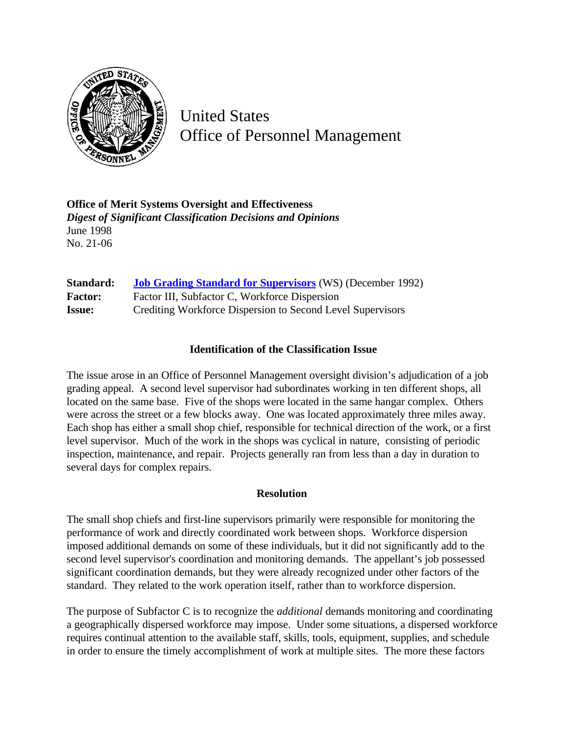# United States Office of Personnel Management

**Office of Merit Systems Oversight and Effectiveness**
***Digest of Significant Classification Decisions and Opinions***
June 1998
No. 21-06

| | |
|---|---|
| **Standard:** | **Job Grading Standard for Supervisors** (WS) (December 1992) |
| **Factor:** | Factor III, Subfactor C, Workforce Dispersion |
| **Issue:** | Crediting Workforce Dispersion to Second Level Supervisors |

### Identification of the Classification Issue

The issue arose in an Office of Personnel Management oversight division's adjudication of a job grading appeal. A second level supervisor had subordinates working in ten different shops, all located on the same base. Five of the shops were located in the same hangar complex. Others were across the street or a few blocks away. One was located approximately three miles away. Each shop has either a small shop chief, responsible for technical direction of the work, or a first level supervisor. Much of the work in the shops was cyclical in nature, consisting of periodic inspection, maintenance, and repair. Projects generally ran from less than a day in duration to several days for complex repairs.

### Resolution

The small shop chiefs and first-line supervisors primarily were responsible for monitoring the performance of work and directly coordinated work between shops. Workforce dispersion imposed additional demands on some of these individuals, but it did not significantly add to the second level supervisor's coordination and monitoring demands. The appellant's job possessed significant coordination demands, but they were already recognized under other factors of the standard. They related to the work operation itself, rather than to workforce dispersion.

The purpose of Subfactor C is to recognize the *additional* demands monitoring and coordinating a geographically dispersed workforce may impose. Under some situations, a dispersed workforce requires continual attention to the available staff, skills, tools, equipment, supplies, and schedule in order to ensure the timely accomplishment of work at multiple sites. The more these factors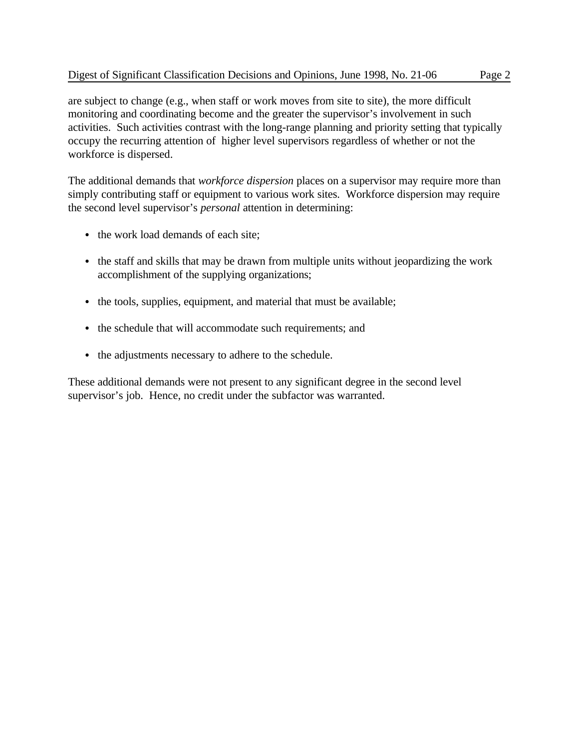are subject to change (e.g., when staff or work moves from site to site), the more difficult monitoring and coordinating become and the greater the supervisor's involvement in such activities. Such activities contrast with the long-range planning and priority setting that typically occupy the recurring attention of higher level supervisors regardless of whether or not the workforce is dispersed.

The additional demands that *workforce dispersion* places on a supervisor may require more than simply contributing staff or equipment to various work sites. Workforce dispersion may require the second level supervisor's *personal* attention in determining:

- the work load demands of each site;
- the staff and skills that may be drawn from multiple units without jeopardizing the work accomplishment of the supplying organizations;
- the tools, supplies, equipment, and material that must be available;
- the schedule that will accommodate such requirements; and
- the adjustments necessary to adhere to the schedule.

These additional demands were not present to any significant degree in the second level supervisor's job. Hence, no credit under the subfactor was warranted.